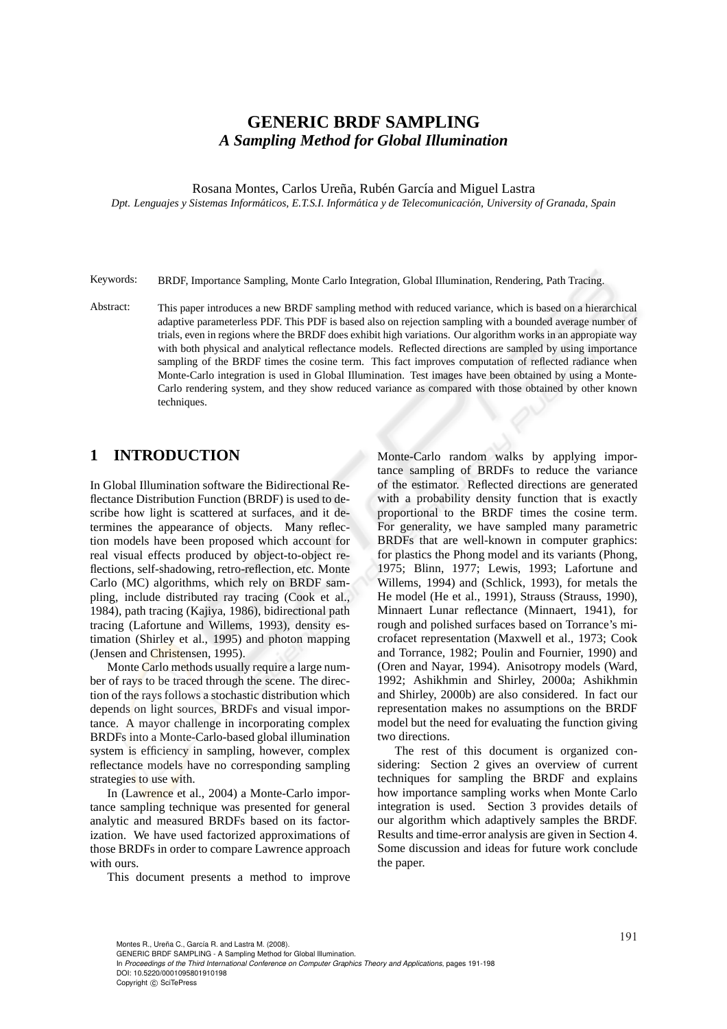# GENERIC BRDF SAMPLING
## *A Sampling Method for Global Illumination*

Rosana Montes, Carlos Ureña, Rubén García and Miguel Lastra

*Dpt. Lenguajes y Sistemas Informáticos, E.T.S.I. Informática y de Telecomunicación, University of Granada, Spain*

Keywords: BRDF, Importance Sampling, Monte Carlo Integration, Global Illumination, Rendering, Path Tracing.

Abstract: This paper introduces a new BRDF sampling method with reduced variance, which is based on a hierarchical adaptive parameterless PDF. This PDF is based also on rejection sampling with a bounded average number of trials, even in regions where the BRDF does exhibit high variations. Our algorithm works in an appropiate way with both physical and analytical reflectance models. Reflected directions are sampled by using importance sampling of the BRDF times the cosine term. This fact improves computation of reflected radiance when Monte-Carlo integration is used in Global Illumination. Test images have been obtained by using a Monte-Carlo rendering system, and they show reduced variance as compared with those obtained by other known techniques.

## 1 INTRODUCTION

In Global Illumination software the Bidirectional Reflectance Distribution Function (BRDF) is used to describe how light is scattered at surfaces, and it determines the appearance of objects. Many reflection models have been proposed which account for real visual effects produced by object-to-object reflections, self-shadowing, retro-reflection, etc. Monte Carlo (MC) algorithms, which rely on BRDF sampling, include distributed ray tracing (Cook et al., 1984), path tracing (Kajiya, 1986), bidirectional path tracing (Lafortune and Willems, 1993), density estimation (Shirley et al., 1995) and photon mapping (Jensen and Christensen, 1995).

Monte Carlo methods usually require a large number of rays to be traced through the scene. The direction of the rays follows a stochastic distribution which depends on light sources, BRDFs and visual importance. A mayor challenge in incorporating complex BRDFs into a Monte-Carlo-based global illumination system is efficiency in sampling, however, complex reflectance models have no corresponding sampling strategies to use with.

In (Lawrence et al., 2004) a Monte-Carlo importance sampling technique was presented for general analytic and measured BRDFs based on its factorization. We have used factorized approximations of those BRDFs in order to compare Lawrence approach with ours.

This document presents a method to improve Monte-Carlo random walks by applying importance sampling of BRDFs to reduce the variance of the estimator. Reflected directions are generated with a probability density function that is exactly proportional to the BRDF times the cosine term. For generality, we have sampled many parametric BRDFs that are well-known in computer graphics: for plastics the Phong model and its variants (Phong, 1975; Blinn, 1977; Lewis, 1993; Lafortune and Willems, 1994) and (Schlick, 1993), for metals the He model (He et al., 1991), Strauss (Strauss, 1990), Minnaert Lunar reflectance (Minnaert, 1941), for rough and polished surfaces based on Torrance's microfacet representation (Maxwell et al., 1973; Cook and Torrance, 1982; Poulin and Fournier, 1990) and (Oren and Nayar, 1994). Anisotropy models (Ward, 1992; Ashikhmin and Shirley, 2000a; Ashikhmin and Shirley, 2000b) are also considered. In fact our representation makes no assumptions on the BRDF model but the need for evaluating the function giving two directions.

The rest of this document is organized considering: Section 2 gives an overview of current techniques for sampling the BRDF and explains how importance sampling works when Monte Carlo integration is used. Section 3 provides details of our algorithm which adaptively samples the BRDF. Results and time-error analysis are given in Section 4. Some discussion and ideas for future work conclude the paper.

Montes R., Ureña C., García R. and Lastra M. (2008).
GENERIC BRDF SAMPLING - A Sampling Method for Global Illumination.
In *Proceedings of the Third International Conference on Computer Graphics Theory and Applications*, pages 191-198
DOI: 10.5220/0001095801910198
Copyright © SciTePress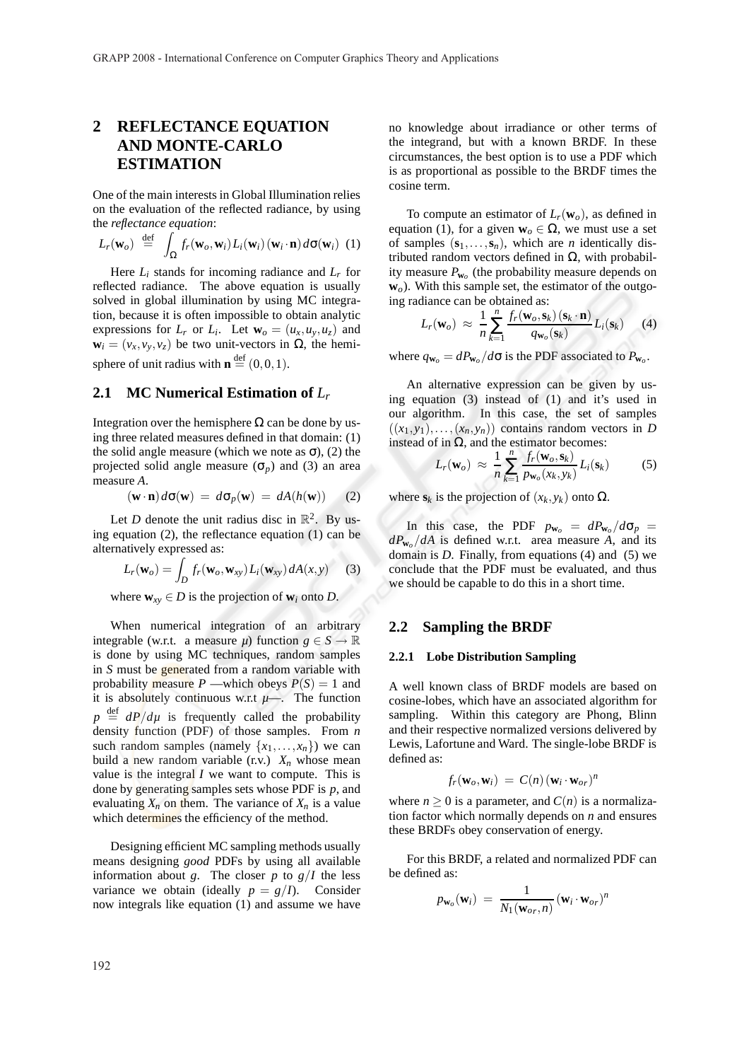## 2 REFLECTANCE EQUATION AND MONTE-CARLO ESTIMATION

One of the main interests in Global Illumination relies on the evaluation of the reflected radiance, by using the *reflectance equation*:

$$L_r(\mathbf{w}_o) \stackrel{\text{def}}{=} \int_\Omega f_r(\mathbf{w}_o, \mathbf{w}_i) L_i(\mathbf{w}_i) (\mathbf{w}_i \cdot \mathbf{n}) d\sigma(\mathbf{w}_i) \quad (1)$$

Here $L_i$ stands for incoming radiance and $L_r$ for reflected radiance. The above equation is usually solved in global illumination by using MC integration, because it is often impossible to obtain analytic expressions for $L_r$ or $L_i$. Let $\mathbf{w}_o = (u_x, u_y, u_z)$ and $\mathbf{w}_i = (v_x, v_y, v_z)$ be two unit-vectors in $\Omega$, the hemisphere of unit radius with $\mathbf{n} \stackrel{\text{def}}{=} (0,0,1)$.

### 2.1 MC Numerical Estimation of $L_r$

Integration over the hemisphere $\Omega$ can be done by using three related measures defined in that domain: (1) the solid angle measure (which we note as $\sigma$), (2) the projected solid angle measure ($\sigma_p$) and (3) an area measure $A$.

$$(\mathbf{w} \cdot \mathbf{n}) d\sigma(\mathbf{w}) = d\sigma_p(\mathbf{w}) = dA(h(\mathbf{w})) \quad (2)$$

Let $D$ denote the unit radius disc in $\mathbb{R}^2$. By using equation (2), the reflectance equation (1) can be alternatively expressed as:

$$L_r(\mathbf{w}_o) = \int_D f_r(\mathbf{w}_o, \mathbf{w}_{xy}) L_i(\mathbf{w}_{xy}) dA(x,y) \quad (3)$$

where $\mathbf{w}_{xy} \in D$ is the projection of $\mathbf{w}_i$ onto $D$.

When numerical integration of an arbitrary integrable (w.r.t. a measure $\mu$) function $g \in S \rightarrow \mathbb{R}$ is done by using MC techniques, random samples in $S$ must be generated from a random variable with probability measure $P$ —which obeys $P(S) = 1$ and it is absolutely continuous w.r.t $\mu$—. The function $p \stackrel{\text{def}}{=} dP/d\mu$ is frequently called the probability density function (PDF) of those samples. From $n$ such random samples (namely $\{x_1, \ldots, x_n\}$) we can build a new random variable (r.v.) $X_n$ whose mean value is the integral $I$ we want to compute. This is done by generating samples sets whose PDF is $p$, and evaluating $X_n$ on them. The variance of $X_n$ is a value which determines the efficiency of the method.

Designing efficient MC sampling methods usually means designing *good* PDFs by using all available information about $g$. The closer $p$ to $g/I$ the less variance we obtain (ideally $p = g/I$). Consider now integrals like equation (1) and assume we have no knowledge about irradiance or other terms of the integrand, but with a known BRDF. In these circumstances, the best option is to use a PDF which is as proportional as possible to the BRDF times the cosine term.

To compute an estimator of $L_r(\mathbf{w}_o)$, as defined in equation (1), for a given $\mathbf{w}_o \in \Omega$, we must use a set of samples $(\mathbf{s}_1, \ldots, \mathbf{s}_n)$, which are $n$ identically distributed random vectors defined in $\Omega$, with probability measure $P_{\mathbf{w}_o}$ (the probability measure depends on $\mathbf{w}_o$). With this sample set, the estimator of the outgoing radiance can be obtained as:

$$L_r(\mathbf{w}_o) \approx \frac{1}{n} \sum_{k=1}^{n} \frac{f_r(\mathbf{w}_o, \mathbf{s}_k)(\mathbf{s}_k \cdot \mathbf{n})}{q_{\mathbf{w}_o}(\mathbf{s}_k)} L_i(\mathbf{s}_k) \quad (4)$$

where $q_{\mathbf{w}_o} = dP_{\mathbf{w}_o}/d\sigma$ is the PDF associated to $P_{\mathbf{w}_o}$.

An alternative expression can be given by using equation (3) instead of (1) and it's used in our algorithm. In this case, the set of samples $((x_1, y_1), \ldots, (x_n, y_n))$ contains random vectors in $D$ instead of in $\Omega$, and the estimator becomes:

$$L_r(\mathbf{w}_o) \approx \frac{1}{n} \sum_{k=1}^{n} \frac{f_r(\mathbf{w}_o, \mathbf{s}_k)}{p_{\mathbf{w}_o}(x_k, y_k)} L_i(\mathbf{s}_k) \quad (5)$$

where $\mathbf{s}_k$ is the projection of $(x_k, y_k)$ onto $\Omega$.

In this case, the PDF $p_{\mathbf{w}_o} = dP_{\mathbf{w}_o}/d\sigma_p = dP_{\mathbf{w}_o}/dA$ is defined w.r.t. area measure $A$, and its domain is $D$. Finally, from equations (4) and (5) we conclude that the PDF must be evaluated, and thus we should be capable to do this in a short time.

### 2.2 Sampling the BRDF

#### 2.2.1 Lobe Distribution Sampling

A well known class of BRDF models are based on cosine-lobes, which have an associated algorithm for sampling. Within this category are Phong, Blinn and their respective normalized versions delivered by Lewis, Lafortune and Ward. The single-lobe BRDF is defined as:

$$f_r(\mathbf{w}_o, \mathbf{w}_i) = C(n) (\mathbf{w}_i \cdot \mathbf{w}_{or})^n$$

where $n \geq 0$ is a parameter, and $C(n)$ is a normalization factor which normally depends on $n$ and ensures these BRDFs obey conservation of energy.

For this BRDF, a related and normalized PDF can be defined as:

$$p_{\mathbf{w}_o}(\mathbf{w}_i) = \frac{1}{N_1(\mathbf{w}_{or}, n)} (\mathbf{w}_i \cdot \mathbf{w}_{or})^n$$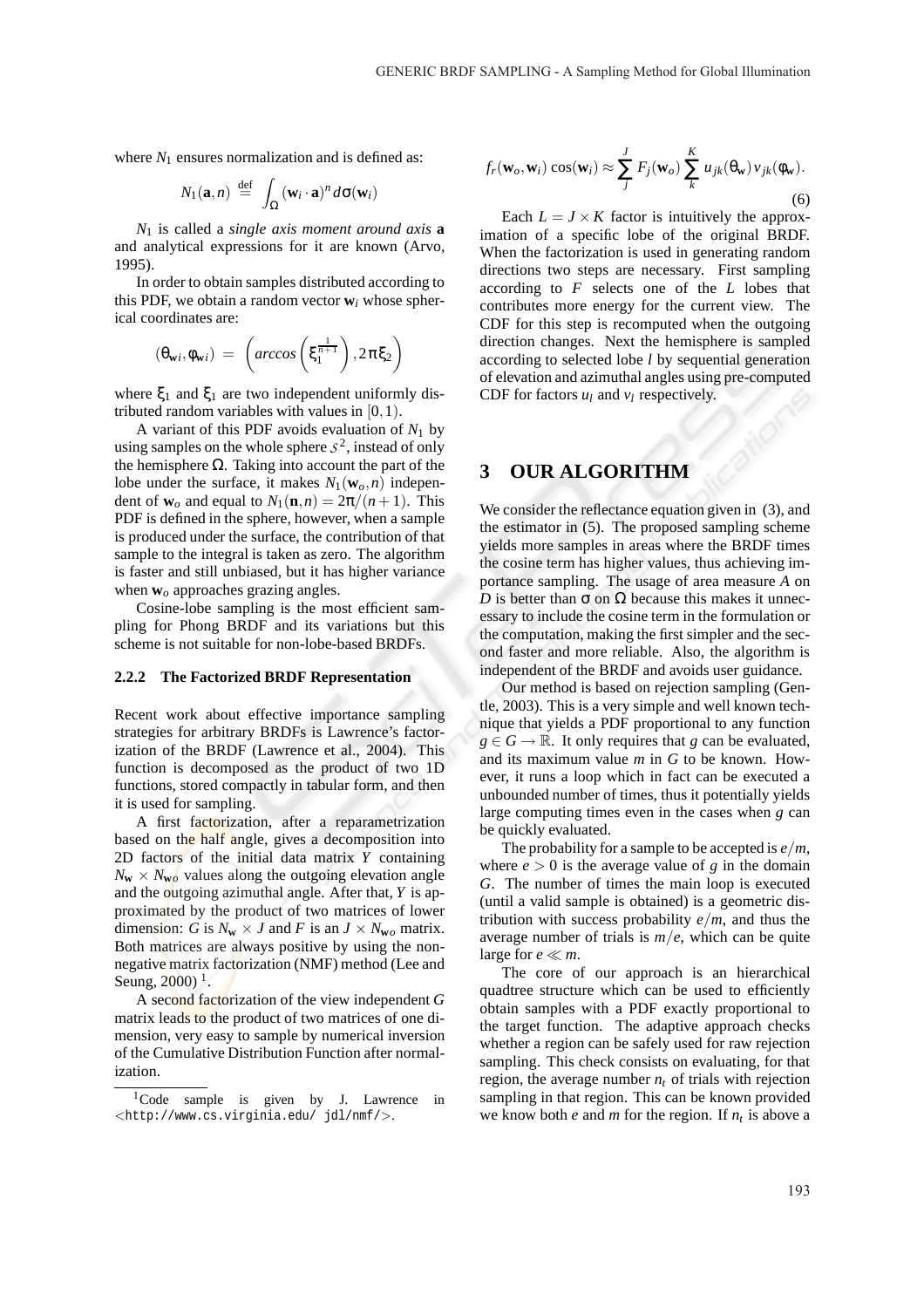where $N_1$ ensures normalization and is defined as:

$$N_1(\mathbf{a}, n) \stackrel{\text{def}}{=} \int_{\Omega} (\mathbf{w}_i \cdot \mathbf{a})^n \, d\sigma(\mathbf{w}_i)$$

$N_1$ is called a *single axis moment around axis* **a** and analytical expressions for it are known (Arvo, 1995).

In order to obtain samples distributed according to this PDF, we obtain a random vector $\mathbf{w}_i$ whose spherical coordinates are:

$$(\theta_{\mathbf{w}i}, \phi_{\mathbf{w}i}) = \left( \arccos\left( \xi_1^{\frac{1}{n+1}} \right), 2\pi\xi_2 \right)$$

where $\xi_1$ and $\xi_1$ are two independent uniformly distributed random variables with values in $[0,1)$.

A variant of this PDF avoids evaluation of $N_1$ by using samples on the whole sphere $S^2$, instead of only the hemisphere $\Omega$. Taking into account the part of the lobe under the surface, it makes $N_1(\mathbf{w}_o, n)$ independent of $\mathbf{w}_o$ and equal to $N_1(\mathbf{n}, n) = 2\pi/(n+1)$. This PDF is defined in the sphere, however, when a sample is produced under the surface, the contribution of that sample to the integral is taken as zero. The algorithm is faster and still unbiased, but it has higher variance when $\mathbf{w}_o$ approaches grazing angles.

Cosine-lobe sampling is the most efficient sampling for Phong BRDF and its variations but this scheme is not suitable for non-lobe-based BRDFs.

#### 2.2.2 The Factorized BRDF Representation

Recent work about effective importance sampling strategies for arbitrary BRDFs is Lawrence's factorization of the BRDF (Lawrence et al., 2004). This function is decomposed as the product of two 1D functions, stored compactly in tabular form, and then it is used for sampling.

A first factorization, after a reparametrization based on the half angle, gives a decomposition into 2D factors of the initial data matrix $Y$ containing $N_{\mathbf{w}} \times N_{\mathbf{w}o}$ values along the outgoing elevation angle and the outgoing azimuthal angle. After that, $Y$ is approximated by the product of two matrices of lower dimension: $G$ is $N_{\mathbf{w}} \times J$ and $F$ is an $J \times N_{\mathbf{w}o}$ matrix. Both matrices are always positive by using the non-negative matrix factorization (NMF) method (Lee and Seung, 2000) [1].

A second factorization of the view independent $G$ matrix leads to the product of two matrices of one dimension, very easy to sample by numerical inversion of the Cumulative Distribution Function after normalization.

[1] Code sample is given by J. Lawrence in <http://www.cs.virginia.edu/ jdl/nmf/>.

$$f_r(\mathbf{w}_o, \mathbf{w}_i)\cos(\mathbf{w}_i) \approx \sum_j^J F_j(\mathbf{w}_o) \sum_k^K u_{jk}(\theta_{\mathbf{w}}) \, v_{jk}(\phi_{\mathbf{w}}). \tag{6}$$

Each $L = J \times K$ factor is intuitively the approximation of a specific lobe of the original BRDF. When the factorization is used in generating random directions two steps are necessary. First sampling according to $F$ selects one of the $L$ lobes that contributes more energy for the current view. The CDF for this step is recomputed when the outgoing direction changes. Next the hemisphere is sampled according to selected lobe $l$ by sequential generation of elevation and azimuthal angles using pre-computed CDF for factors $u_l$ and $v_l$ respectively.

## 3 OUR ALGORITHM

We consider the reflectance equation given in (3), and the estimator in (5). The proposed sampling scheme yields more samples in areas where the BRDF times the cosine term has higher values, thus achieving importance sampling. The usage of area measure $A$ on $D$ is better than $\sigma$ on $\Omega$ because this makes it unnecessary to include the cosine term in the formulation or the computation, making the first simpler and the second faster and more reliable. Also, the algorithm is independent of the BRDF and avoids user guidance.

Our method is based on rejection sampling (Gentle, 2003). This is a very simple and well known technique that yields a PDF proportional to any function $g \in G \to \mathbb{R}$. It only requires that $g$ can be evaluated, and its maximum value $m$ in $G$ to be known. However, it runs a loop which in fact can be executed a unbounded number of times, thus it potentially yields large computing times even in the cases when $g$ can be quickly evaluated.

The probability for a sample to be accepted is $e/m$, where $e > 0$ is the average value of $g$ in the domain $G$. The number of times the main loop is executed (until a valid sample is obtained) is a geometric distribution with success probability $e/m$, and thus the average number of trials is $m/e$, which can be quite large for $e \ll m$.

The core of our approach is an hierarchical quadtree structure which can be used to efficiently obtain samples with a PDF exactly proportional to the target function. The adaptive approach checks whether a region can be safely used for raw rejection sampling. This check consists on evaluating, for that region, the average number $n_t$ of trials with rejection sampling in that region. This can be known provided we know both $e$ and $m$ for the region. If $n_t$ is above a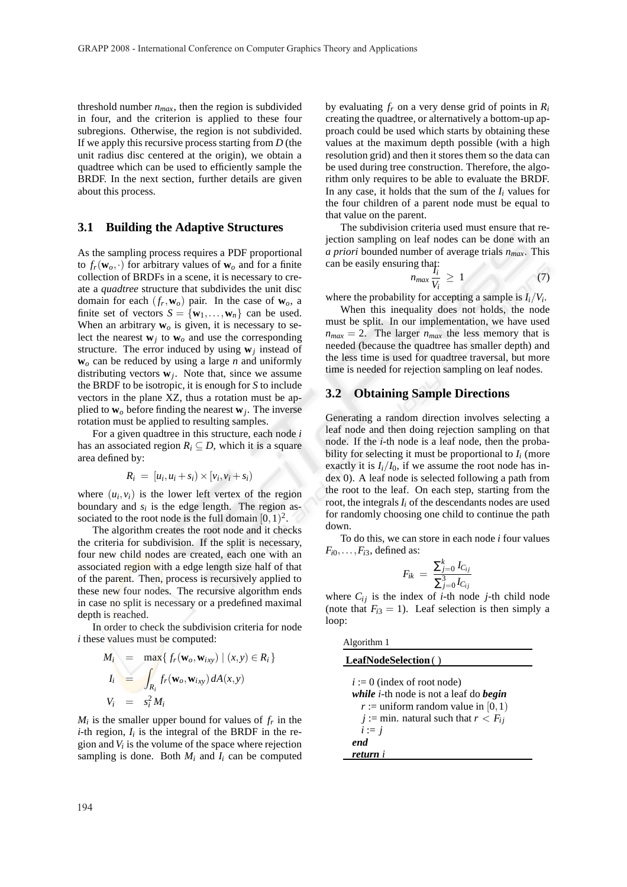threshold number $n_{max}$, then the region is subdivided in four, and the criterion is applied to these four subregions. Otherwise, the region is not subdivided. If we apply this recursive process starting from $D$ (the unit radius disc centered at the origin), we obtain a quadtree which can be used to efficiently sample the BRDF. In the next section, further details are given about this process.

### 3.1 Building the Adaptive Structures

As the sampling process requires a PDF proportional to $f_r(\mathbf{w}_o, \cdot)$ for arbitrary values of $\mathbf{w}_o$ and for a finite collection of BRDFs in a scene, it is necessary to create a *quadtree* structure that subdivides the unit disc domain for each $(f_r, \mathbf{w}_o)$ pair. In the case of $\mathbf{w}_o$, a finite set of vectors $S = \{\mathbf{w}_1, \ldots, \mathbf{w}_n\}$ can be used. When an arbitrary $\mathbf{w}_o$ is given, it is necessary to select the nearest $\mathbf{w}_j$ to $\mathbf{w}_o$ and use the corresponding structure. The error induced by using $\mathbf{w}_j$ instead of $\mathbf{w}_o$ can be reduced by using a large $n$ and uniformly distributing vectors $\mathbf{w}_j$. Note that, since we assume the BRDF to be isotropic, it is enough for $S$ to include vectors in the plane XZ, thus a rotation must be applied to $\mathbf{w}_o$ before finding the nearest $\mathbf{w}_j$. The inverse rotation must be applied to resulting samples.

For a given quadtree in this structure, each node $i$ has an associated region $R_i \subseteq D$, which it is a square area defined by:

$$R_i = [u_i, u_i + s_i) \times [v_i, v_i + s_i)$$

where $(u_i, v_i)$ is the lower left vertex of the region boundary and $s_i$ is the edge length. The region associated to the root node is the full domain $[0,1)^2$.

The algorithm creates the root node and it checks the criteria for subdivision. If the split is necessary, four new child nodes are created, each one with an associated region with a edge length size half of that of the parent. Then, process is recursively applied to these new four nodes. The recursive algorithm ends in case no split is necessary or a predefined maximal depth is reached.

In order to check the subdivision criteria for node $i$ these values must be computed:

$$\begin{aligned} M_i &= \max\{\, f_r(\mathbf{w}_o, \mathbf{w}_{ixy}) \mid (x,y) \in R_i \,\} \\ I_i &= \int_{R_i} f_r(\mathbf{w}_o, \mathbf{w}_{ixy})\, dA(x,y) \\ V_i &= s_i^2 M_i \end{aligned}$$

$M_i$ is the smaller upper bound for values of $f_r$ in the $i$-th region, $I_i$ is the integral of the BRDF in the region and $V_i$ is the volume of the space where rejection sampling is done. Both $M_i$ and $I_i$ can be computed by evaluating $f_r$ on a very dense grid of points in $R_i$ creating the quadtree, or alternatively a bottom-up approach could be used which starts by obtaining these values at the maximum depth possible (with a high resolution grid) and then it stores them so the data can be used during tree construction. Therefore, the algorithm only requires to be able to evaluate the BRDF. In any case, it holds that the sum of the $I_i$ values for the four children of a parent node must be equal to that value on the parent.

The subdivision criteria used must ensure that rejection sampling on leaf nodes can be done with an *a priori* bounded number of average trials $n_{max}$. This can be easily ensuring that:

$$n_{max} \frac{I_i}{V_i} \geq 1 \tag{7}$$

where the probability for accepting a sample is $I_i/V_i$.

When this inequality does not holds, the node must be split. In our implementation, we have used $n_{max} = 2$. The larger $n_{max}$ the less memory that is needed (because the quadtree has smaller depth) and the less time is used for quadtree traversal, but more time is needed for rejection sampling on leaf nodes.

### 3.2 Obtaining Sample Directions

Generating a random direction involves selecting a leaf node and then doing rejection sampling on that node. If the $i$-th node is a leaf node, then the probability for selecting it must be proportional to $I_i$ (more exactly it is $I_i/I_0$, if we assume the root node has index 0). A leaf node is selected following a path from the root to the leaf. On each step, starting from the root, the integrals $I_i$ of the descendants nodes are used for randomly choosing one child to continue the path down.

To do this, we can store in each node $i$ four values $F_{i0}, \ldots, F_{i3}$, defined as:

$$F_{ik} = \frac{\sum_{j=0}^{k} I_{C_{ij}}}{\sum_{j=0}^{3} I_{C_{ij}}}$$

where $C_{ij}$ is the index of $i$-th node $j$-th child node (note that $F_{i3} = 1$). Leaf selection is then simply a loop:

Algorithm 1

**LeafNodeSelection**( )

```
i := 0 (index of root node)
while i-th node is not a leaf do begin
    r := uniform random value in [0,1)
    j := min. natural such that r < F_ij
    i := j
end
return i
```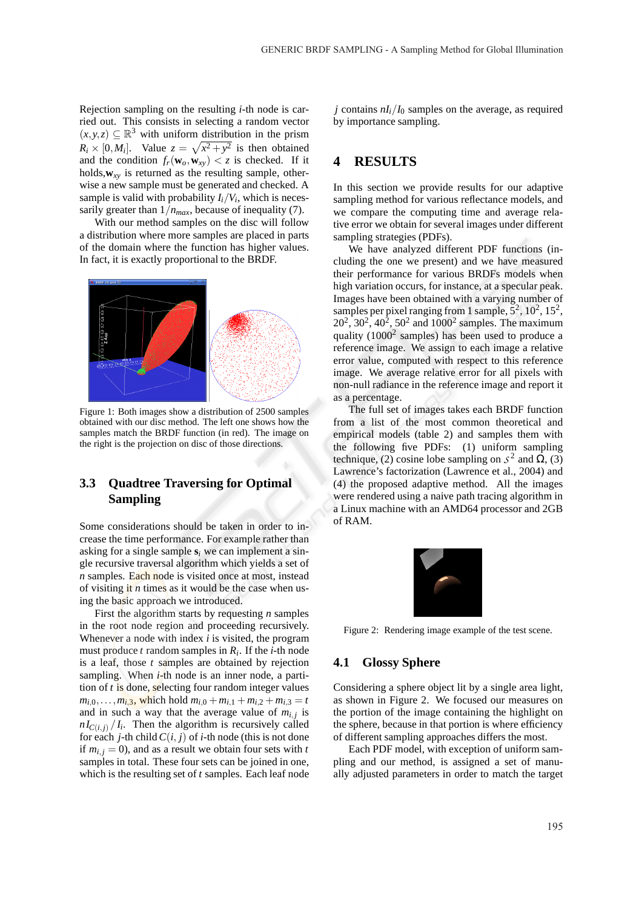Rejection sampling on the resulting $i$-th node is carried out. This consists in selecting a random vector $(x,y,z) \subseteq \mathbb{R}^3$ with uniform distribution in the prism $R_i \times [0, M_i]$. Value $z = \sqrt{x^2+y^2}$ is then obtained and the condition $f_r(\mathbf{w}_o, \mathbf{w}_{xy}) < z$ is checked. If it holds, $\mathbf{w}_{xy}$ is returned as the resulting sample, otherwise a new sample must be generated and checked. A sample is valid with probability $I_i/V_i$, which is necessarily greater than $1/n_{max}$, because of inequality (7).

With our method samples on the disc will follow a distribution where more samples are placed in parts of the domain where the function has higher values. In fact, it is exactly proportional to the BRDF.

Figure 1: Both images show a distribution of 2500 samples obtained with our disc method. The left one shows how the samples match the BRDF function (in red). The image on the right is the projection on disc of those directions.

### 3.3 Quadtree Traversing for Optimal Sampling

Some considerations should be taken in order to increase the time performance. For example rather than asking for a single sample $\mathbf{s}_i$ we can implement a single recursive traversal algorithm which yields a set of $n$ samples. Each node is visited once at most, instead of visiting it $n$ times as it would be the case when using the basic approach we introduced.

First the algorithm starts by requesting $n$ samples in the root node region and proceeding recursively. Whenever a node with index $i$ is visited, the program must produce $t$ random samples in $R_i$. If the $i$-th node is a leaf, those $t$ samples are obtained by rejection sampling. When $i$-th node is an inner node, a partition of $t$ is done, selecting four random integer values $m_{i,0}, \ldots, m_{i,3}$, which hold $m_{i,0} + m_{i,1} + m_{i,2} + m_{i,3} = t$ and in such a way that the average value of $m_{i,j}$ is $nI_{C(i,j)}/I_i$. Then the algorithm is recursively called for each $j$-th child $C(i,j)$ of $i$-th node (this is not done if $m_{i,j} = 0$), and as a result we obtain four sets with $t$ samples in total. These four sets can be joined in one, which is the resulting set of $t$ samples. Each leaf node $j$ contains $nI_i/I_0$ samples on the average, as required by importance sampling.

## 4 RESULTS

In this section we provide results for our adaptive sampling method for various reflectance models, and we compare the computing time and average relative error we obtain for several images under different sampling strategies (PDFs).

We have analyzed different PDF functions (including the one we present) and we have measured their performance for various BRDFs models when high variation occurs, for instance, at a specular peak. Images have been obtained with a varying number of samples per pixel ranging from 1 sample, $5^2$, $10^2$, $15^2$, $20^2$, $30^2$, $40^2$, $50^2$ and $1000^2$ samples. The maximum quality ($1000^2$ samples) has been used to produce a reference image. We assign to each image a relative error value, computed with respect to this reference image. We average relative error for all pixels with non-null radiance in the reference image and report it as a percentage.

The full set of images takes each BRDF function from a list of the most common theoretical and empirical models (table 2) and samples them with the following five PDFs: (1) uniform sampling technique, (2) cosine lobe sampling on $\mathcal{S}^2$ and $\Omega$, (3) Lawrence's factorization (Lawrence et al., 2004) and (4) the proposed adaptive method. All the images were rendered using a naive path tracing algorithm in a Linux machine with an AMD64 processor and 2GB of RAM.

Figure 2: Rendering image example of the test scene.

### 4.1 Glossy Sphere

Considering a sphere object lit by a single area light, as shown in Figure 2. We focused our measures on the portion of the image containing the highlight on the sphere, because in that portion is where efficiency of different sampling approaches differs the most.

Each PDF model, with exception of uniform sampling and our method, is assigned a set of manually adjusted parameters in order to match the target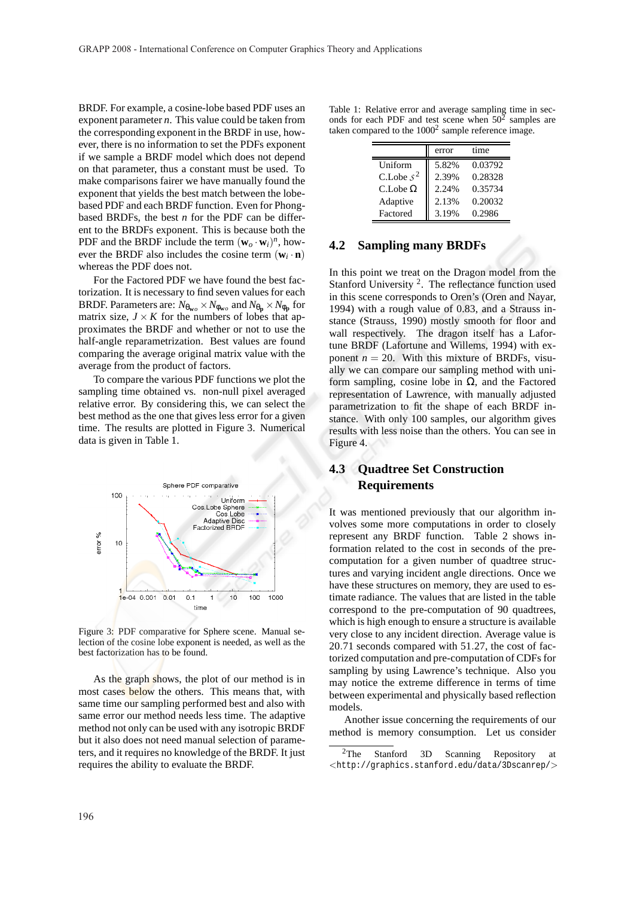BRDF. For example, a cosine-lobe based PDF uses an exponent parameter $n$. This value could be taken from the corresponding exponent in the BRDF in use, however, there is no information to set the PDFs exponent if we sample a BRDF model which does not depend on that parameter, thus a constant must be used. To make comparisons fairer we have manually found the exponent that yields the best match between the lobe-based PDF and each BRDF function. Even for Phong-based BRDFs, the best $n$ for the PDF can be different to the BRDFs exponent. This is because both the PDF and the BRDF include the term $(\mathbf{w}_o \cdot \mathbf{w}_i)^n$, however the BRDF also includes the cosine term $(\mathbf{w}_i \cdot \mathbf{n})$ whereas the PDF does not.

For the Factored PDF we have found the best factorization. It is necessary to find seven values for each BRDF. Parameters are: $N_{\theta_{wo}} \times N_{\varphi_{wo}}$ and $N_{\theta_p} \times N_{\varphi_p}$ for matrix size, $J \times K$ for the numbers of lobes that approximates the BRDF and whether or not to use the half-angle reparametrization. Best values are found comparing the average original matrix value with the average from the product of factors.

To compare the various PDF functions we plot the sampling time obtained vs. non-null pixel averaged relative error. By considering this, we can select the best method as the one that gives less error for a given time. The results are plotted in Figure 3. Numerical data is given in Table 1.

Sphere PDF comparative

error %

100

10

1

1e-04 0.001 0.01 0.1 1 10 100 1000

time

Uniform

Cos.Lobe Sphere

Cos Lobe

Adaptive Disc

Factorized BRDF

Figure 3: PDF comparative for Sphere scene. Manual selection of the cosine lobe exponent is needed, as well as the best factorization has to be found.

As the graph shows, the plot of our method is in most cases below the others. This means that, with same time our sampling performed best and also with same error our method needs less time. The adaptive method not only can be used with any isotropic BRDF but it also does not need manual selection of parameters, and it requires no knowledge of the BRDF. It just requires the ability to evaluate the BRDF.

Table 1: Relative error and average sampling time in seconds for each PDF and test scene when $50^2$ samples are taken compared to the $1000^2$ sample reference image.

| | error | time |
|---|---|---|
| Uniform | 5.82% | 0.03792 |
| C.Lobe $S^2$ | 2.39% | 0.28328 |
| C.Lobe $\Omega$ | 2.24% | 0.35734 |
| Adaptive | 2.13% | 0.20032 |
| Factored | 3.19% | 0.2986 |

## 4.2 Sampling many BRDFs

In this point we treat on the Dragon model from the Stanford University [2]. The reflectance function used in this scene corresponds to Oren's (Oren and Nayar, 1994) with a rough value of 0.83, and a Strauss instance (Strauss, 1990) mostly smooth for floor and wall respectively. The dragon itself has a Lafortune BRDF (Lafortune and Willems, 1994) with exponent $n = 20$. With this mixture of BRDFs, visually we can compare our sampling method with uniform sampling, cosine lobe in $\Omega$, and the Factored representation of Lawrence, with manually adjusted parametrization to fit the shape of each BRDF instance. With only 100 samples, our algorithm gives results with less noise than the others. You can see in Figure 4.

## 4.3 Quadtree Set Construction Requirements

It was mentioned previously that our algorithm involves some more computations in order to closely represent any BRDF function. Table 2 shows information related to the cost in seconds of the pre-computation for a given number of quadtree structures and varying incident angle directions. Once we have these structures on memory, they are used to estimate radiance. The values that are listed in the table correspond to the pre-computation of 90 quadtrees, which is high enough to ensure a structure is available very close to any incident direction. Average value is 20.71 seconds compared with 51.27, the cost of factorized computation and pre-computation of CDFs for sampling by using Lawrence's technique. Also you may notice the extreme difference in terms of time between experimental and physically based reflection models.

Another issue concerning the requirements of our method is memory consumption. Let us consider

[2] The Stanford 3D Scanning Repository at <http://graphics.stanford.edu/data/3Dscanrep/>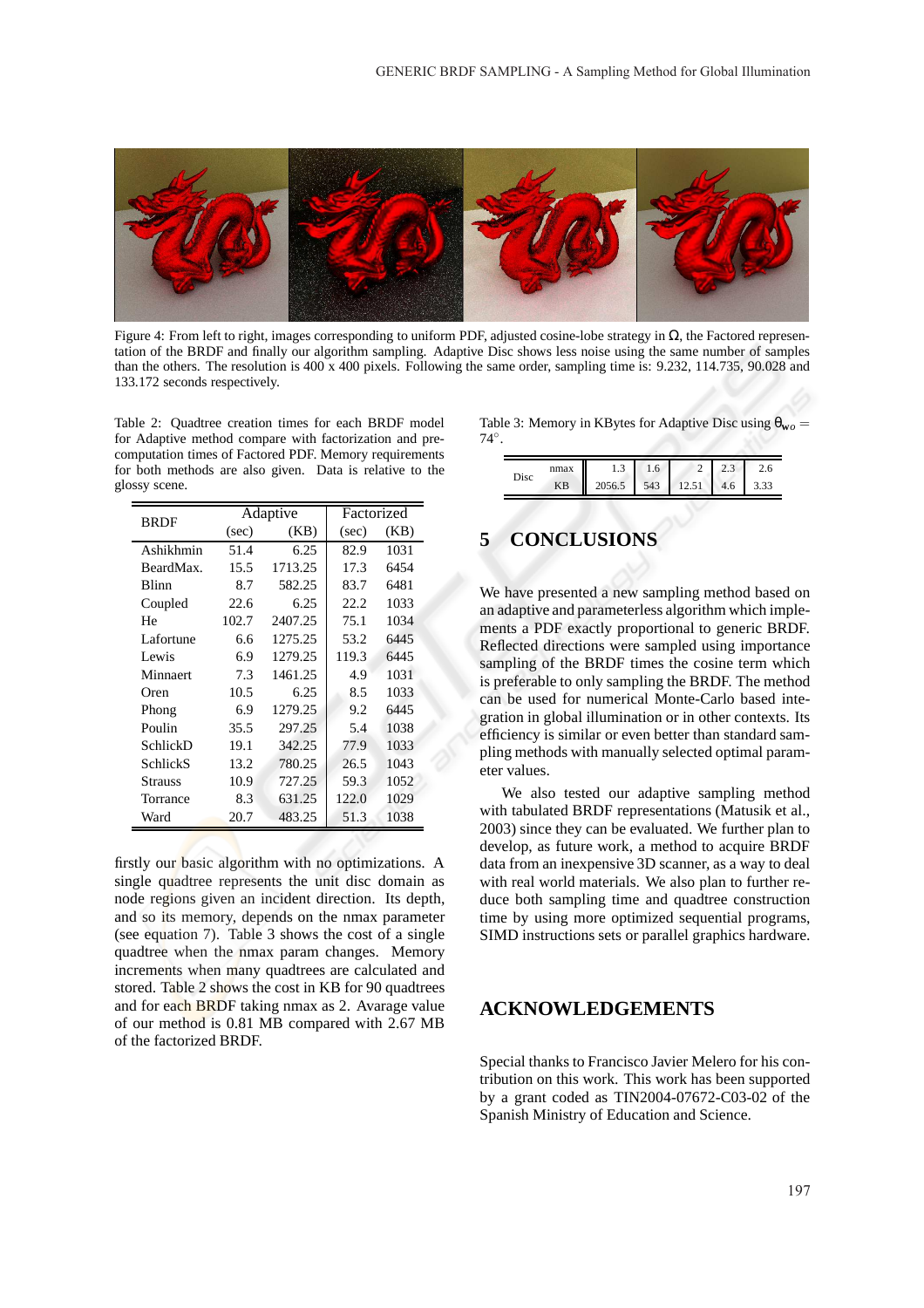Figure 4: From left to right, images corresponding to uniform PDF, adjusted cosine-lobe strategy in $\Omega$, the Factored representation of the BRDF and finally our algorithm sampling. Adaptive Disc shows less noise using the same number of samples than the others. The resolution is 400 x 400 pixels. Following the same order, sampling time is: 9.232, 114.735, 90.028 and 133.172 seconds respectively.

Table 2: Quadtree creation times for each BRDF model for Adaptive method compare with factorization and precomputation times of Factored PDF. Memory requirements for both methods are also given. Data is relative to the glossy scene.

| BRDF | Adaptive | | Factorized | |
|---|---|---|---|---|
| | (sec) | (KB) | (sec) | (KB) |
| Ashikhmin | 51.4 | 6.25 | 82.9 | 1031 |
| BeardMax. | 15.5 | 1713.25 | 17.3 | 6454 |
| Blinn | 8.7 | 582.25 | 83.7 | 6481 |
| Coupled | 22.6 | 6.25 | 22.2 | 1033 |
| He | 102.7 | 2407.25 | 75.1 | 1034 |
| Lafortune | 6.6 | 1275.25 | 53.2 | 6445 |
| Lewis | 6.9 | 1279.25 | 119.3 | 6445 |
| Minnaert | 7.3 | 1461.25 | 4.9 | 1031 |
| Oren | 10.5 | 6.25 | 8.5 | 1033 |
| Phong | 6.9 | 1279.25 | 9.2 | 6445 |
| Poulin | 35.5 | 297.25 | 5.4 | 1038 |
| SchlickD | 19.1 | 342.25 | 77.9 | 1033 |
| SchlickS | 13.2 | 780.25 | 26.5 | 1043 |
| Strauss | 10.9 | 727.25 | 59.3 | 1052 |
| Torrance | 8.3 | 631.25 | 122.0 | 1029 |
| Ward | 20.7 | 483.25 | 51.3 | 1038 |

firstly our basic algorithm with no optimizations. A single quadtree represents the unit disc domain as node regions given an incident direction. Its depth, and so its memory, depends on the nmax parameter (see equation 7). Table 3 shows the cost of a single quadtree when the nmax param changes. Memory increments when many quadtrees are calculated and stored. Table 2 shows the cost in KB for 90 quadtrees and for each BRDF taking nmax as 2. Avarage value of our method is 0.81 MB compared with 2.67 MB of the factorized BRDF.

Table 3: Memory in KBytes for Adaptive Disc using $\theta_{\mathbf{w}o} = 74°$.

| | | | | | | |
|---|---|---|---|---|---|---|
| Disc | nmax | 1.3 | 1.6 | 2 | 2.3 | 2.6 |
| | KB | 2056.5 | 543 | 12.51 | 4.6 | 3.33 |

## 5 CONCLUSIONS

We have presented a new sampling method based on an adaptive and parameterless algorithm which implements a PDF exactly proportional to generic BRDF. Reflected directions were sampled using importance sampling of the BRDF times the cosine term which is preferable to only sampling the BRDF. The method can be used for numerical Monte-Carlo based integration in global illumination or in other contexts. Its efficiency is similar or even better than standard sampling methods with manually selected optimal parameter values.

We also tested our adaptive sampling method with tabulated BRDF representations (Matusik et al., 2003) since they can be evaluated. We further plan to develop, as future work, a method to acquire BRDF data from an inexpensive 3D scanner, as a way to deal with real world materials. We also plan to further reduce both sampling time and quadtree construction time by using more optimized sequential programs, SIMD instructions sets or parallel graphics hardware.

## ACKNOWLEDGEMENTS

Special thanks to Francisco Javier Melero for his contribution on this work. This work has been supported by a grant coded as TIN2004-07672-C03-02 of the Spanish Ministry of Education and Science.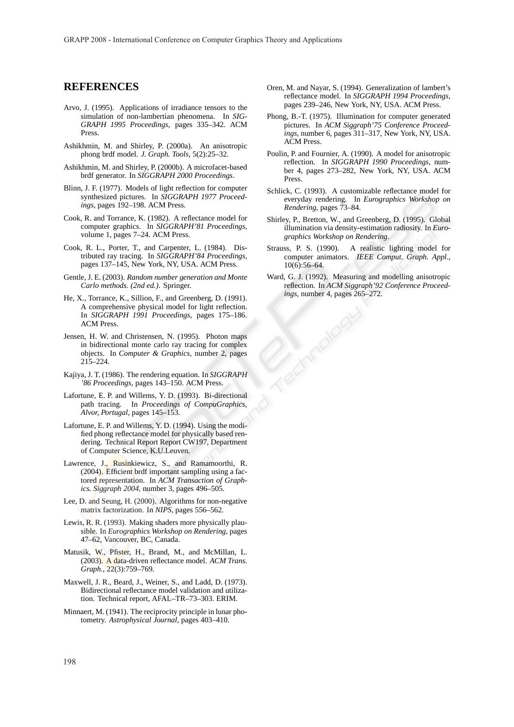## REFERENCES

Arvo, J. (1995). Applications of irradiance tensors to the simulation of non-lambertian phenomena. In *SIGGRAPH 1995 Proceedings*, pages 335–342. ACM Press.

Ashikhmin, M. and Shirley, P. (2000a). An anisotropic phong brdf model. *J. Graph. Tools*, 5(2):25–32.

Ashikhmin, M. and Shirley, P. (2000b). A microfacet-based brdf generator. In *SIGGRAPH 2000 Proceedings*.

Blinn, J. F. (1977). Models of light reflection for computer synthesized pictures. In *SIGGRAPH 1977 Proceedings*, pages 192–198. ACM Press.

Cook, R. and Torrance, K. (1982). A reflectance model for computer graphics. In *SIGGRAPH'81 Proceedings*, volume 1, pages 7–24. ACM Press.

Cook, R. L., Porter, T., and Carpenter, L. (1984). Distributed ray tracing. In *SIGGRAPH'84 Proceedings*, pages 137–145, New York, NY, USA. ACM Press.

Gentle, J. E. (2003). *Random number generation and Monte Carlo methods. (2nd ed.)*. Springer.

He, X., Torrance, K., Sillion, F., and Greenberg, D. (1991). A comprehensive physical model for light reflection. In *SIGGRAPH 1991 Proceedings*, pages 175–186. ACM Press.

Jensen, H. W. and Christensen, N. (1995). Photon maps in bidirectional monte carlo ray tracing for complex objects. In *Computer & Graphics*, number 2, pages 215–224.

Kajiya, J. T. (1986). The rendering equation. In *SIGGRAPH '86 Proceedings*, pages 143–150. ACM Press.

Lafortune, E. P. and Willems, Y. D. (1993). Bi-directional path tracing. In *Proceedings of CompuGraphics, Alvor, Portugal*, pages 145–153.

Lafortune, E. P. and Willems, Y. D. (1994). Using the modified phong reflectance model for physically based rendering. Technical Report Report CW197, Department of Computer Science, K.U.Leuven.

Lawrence, J., Rusinkiewicz, S., and Ramamoorthi, R. (2004). Efficient brdf important sampling using a factored representation. In *ACM Transaction of Graphics. Siggraph 2004*, number 3, pages 496–505.

Lee, D. and Seung, H. (2000). Algorithms for non-negative matrix factorization. In *NIPS*, pages 556–562.

Lewis, R. R. (1993). Making shaders more physically plausible. In *Eurographics Workshop on Rendering*, pages 47–62, Vancouver, BC, Canada.

Matusik, W., Pfister, H., Brand, M., and McMillan, L. (2003). A data-driven reflectance model. *ACM Trans. Graph.*, 22(3):759–769.

Maxwell, J. R., Beard, J., Weiner, S., and Ladd, D. (1973). Bidirectional reflectance model validation and utilization. Technical report, AFAL–TR–73–303. ERIM.

Minnaert, M. (1941). The reciprocity principle in lunar photometry. *Astrophysical Journal*, pages 403–410.

Oren, M. and Nayar, S. (1994). Generalization of lambert's reflectance model. In *SIGGRAPH 1994 Proceedings*, pages 239–246, New York, NY, USA. ACM Press.

Phong, B.-T. (1975). Illumination for computer generated pictures. In *ACM Siggraph'75 Conference Proceedings*, number 6, pages 311–317, New York, NY, USA. ACM Press.

Poulin, P. and Fournier, A. (1990). A model for anisotropic reflection. In *SIGGRAPH 1990 Proceedings*, number 4, pages 273–282, New York, NY, USA. ACM Press.

Schlick, C. (1993). A customizable reflectance model for everyday rendering. In *Eurographics Workshop on Rendering*, pages 73–84.

Shirley, P., Bretton, W., and Greenberg, D. (1995). Global illumination via density-estimation radiosity. In *Eurographics Workshop on Rendering*.

Strauss, P. S. (1990). A realistic lighting model for computer animators. *IEEE Comput. Graph. Appl.*, 10(6):56–64.

Ward, G. J. (1992). Measuring and modelling anisotropic reflection. In *ACM Siggraph'92 Conference Proceedings*, number 4, pages 265–272.